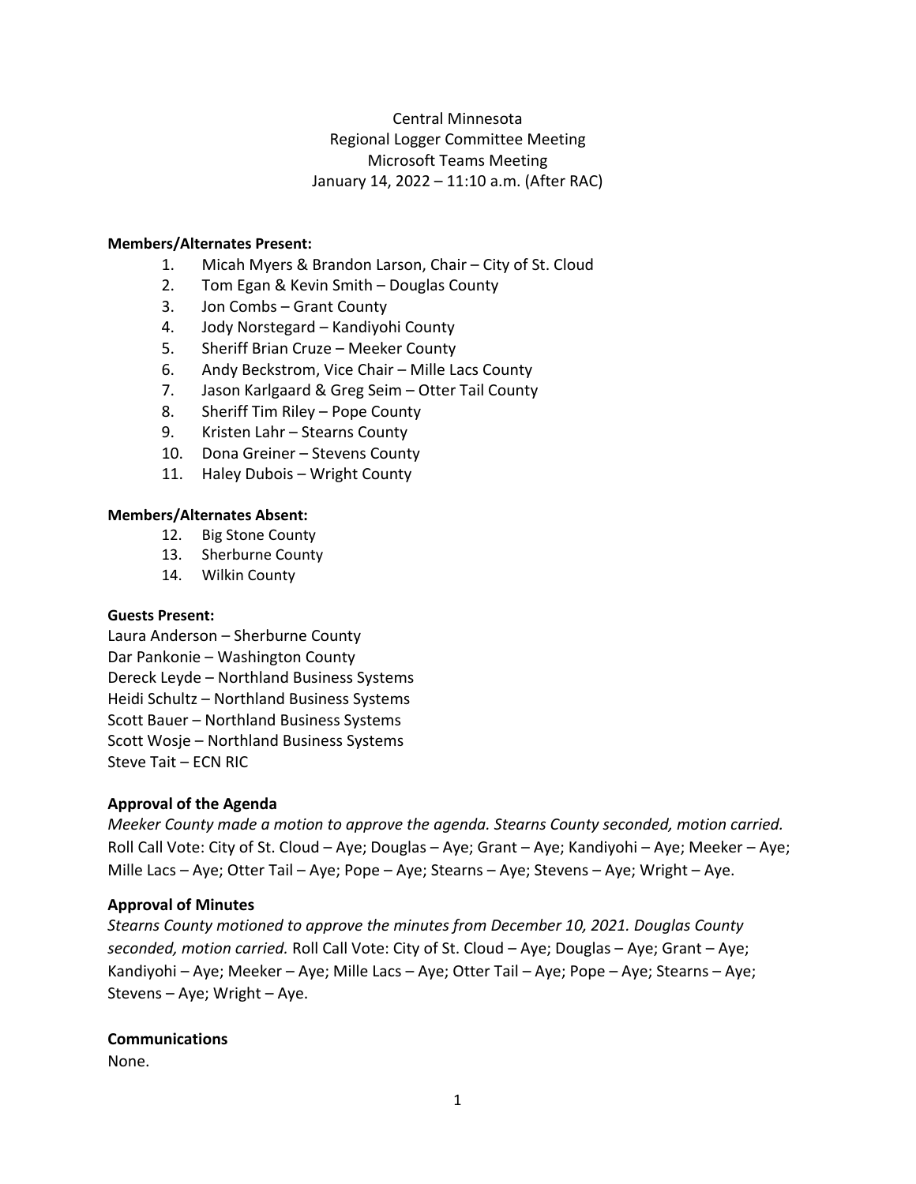Central Minnesota
Regional Logger Committee Meeting
Microsoft Teams Meeting
January 14, 2022 – 11:10 a.m. (After RAC)

**Members/Alternates Present:**

1. Micah Myers & Brandon Larson, Chair – City of St. Cloud
2. Tom Egan & Kevin Smith – Douglas County
3. Jon Combs – Grant County
4. Jody Norstegard – Kandiyohi County
5. Sheriff Brian Cruze – Meeker County
6. Andy Beckstrom, Vice Chair – Mille Lacs County
7. Jason Karlgaard & Greg Seim – Otter Tail County
8. Sheriff Tim Riley – Pope County
9. Kristen Lahr – Stearns County
10. Dona Greiner – Stevens County
11. Haley Dubois – Wright County

**Members/Alternates Absent:**

12. Big Stone County
13. Sherburne County
14. Wilkin County

**Guests Present:**

Laura Anderson – Sherburne County
Dar Pankonie – Washington County
Dereck Leyde – Northland Business Systems
Heidi Schultz – Northland Business Systems
Scott Bauer – Northland Business Systems
Scott Wosje – Northland Business Systems
Steve Tait – ECN RIC

### Approval of the Agenda

*Meeker County made a motion to approve the agenda. Stearns County seconded, motion carried.* Roll Call Vote: City of St. Cloud – Aye; Douglas – Aye; Grant – Aye; Kandiyohi – Aye; Meeker – Aye; Mille Lacs – Aye; Otter Tail – Aye; Pope – Aye; Stearns – Aye; Stevens – Aye; Wright – Aye.

### Approval of Minutes

*Stearns County motioned to approve the minutes from December 10, 2021. Douglas County seconded, motion carried.* Roll Call Vote: City of St. Cloud – Aye; Douglas – Aye; Grant – Aye; Kandiyohi – Aye; Meeker – Aye; Mille Lacs – Aye; Otter Tail – Aye; Pope – Aye; Stearns – Aye; Stevens – Aye; Wright – Aye.

### Communications

None.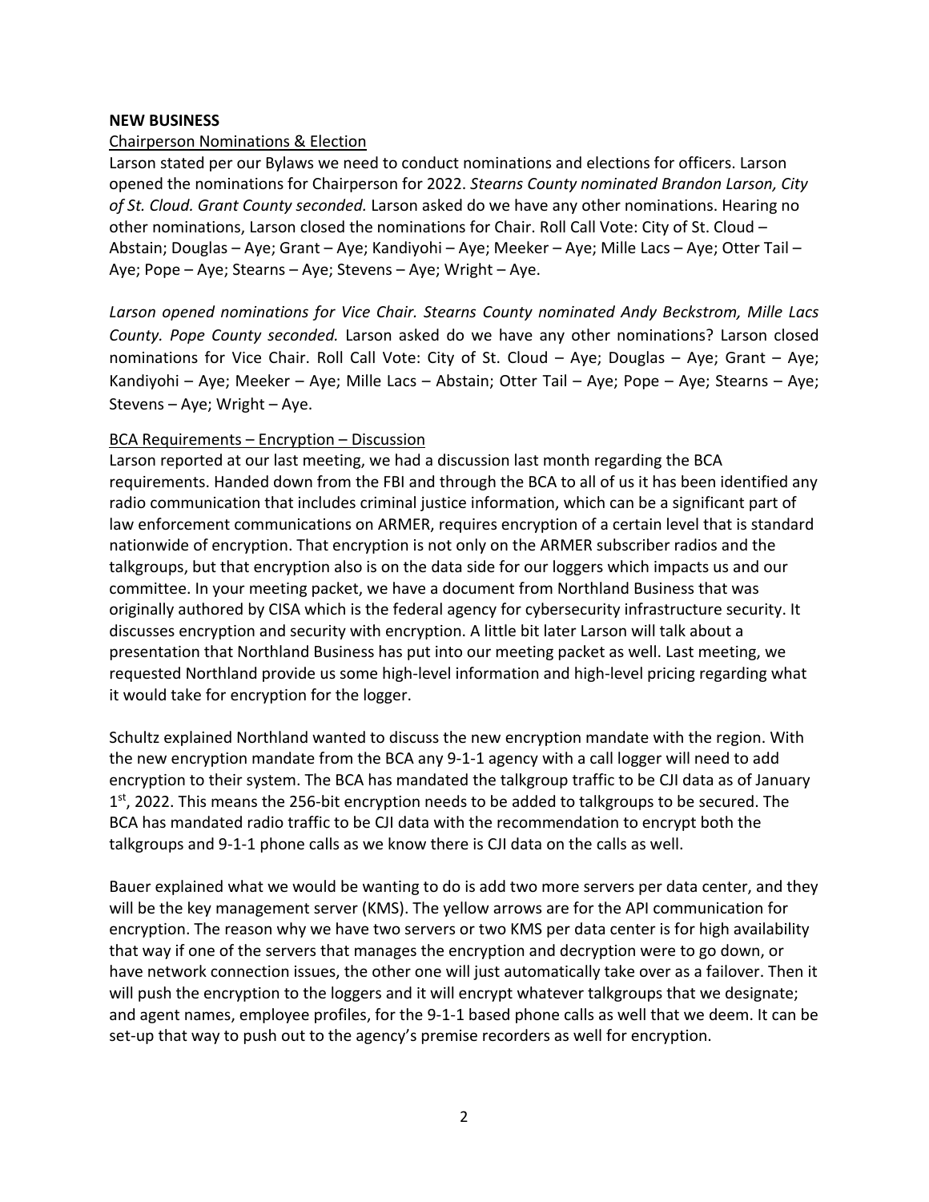**NEW BUSINESS**

Chairperson Nominations & Election

Larson stated per our Bylaws we need to conduct nominations and elections for officers. Larson opened the nominations for Chairperson for 2022. *Stearns County nominated Brandon Larson, City of St. Cloud. Grant County seconded.* Larson asked do we have any other nominations. Hearing no other nominations, Larson closed the nominations for Chair. Roll Call Vote: City of St. Cloud – Abstain; Douglas – Aye; Grant – Aye; Kandiyohi – Aye; Meeker – Aye; Mille Lacs – Aye; Otter Tail – Aye; Pope – Aye; Stearns – Aye; Stevens – Aye; Wright – Aye.

*Larson opened nominations for Vice Chair. Stearns County nominated Andy Beckstrom, Mille Lacs County. Pope County seconded.* Larson asked do we have any other nominations? Larson closed nominations for Vice Chair. Roll Call Vote: City of St. Cloud – Aye; Douglas – Aye; Grant – Aye; Kandiyohi – Aye; Meeker – Aye; Mille Lacs – Abstain; Otter Tail – Aye; Pope – Aye; Stearns – Aye; Stevens – Aye; Wright – Aye.

BCA Requirements – Encryption – Discussion

Larson reported at our last meeting, we had a discussion last month regarding the BCA requirements. Handed down from the FBI and through the BCA to all of us it has been identified any radio communication that includes criminal justice information, which can be a significant part of law enforcement communications on ARMER, requires encryption of a certain level that is standard nationwide of encryption. That encryption is not only on the ARMER subscriber radios and the talkgroups, but that encryption also is on the data side for our loggers which impacts us and our committee. In your meeting packet, we have a document from Northland Business that was originally authored by CISA which is the federal agency for cybersecurity infrastructure security. It discusses encryption and security with encryption. A little bit later Larson will talk about a presentation that Northland Business has put into our meeting packet as well. Last meeting, we requested Northland provide us some high-level information and high-level pricing regarding what it would take for encryption for the logger.

Schultz explained Northland wanted to discuss the new encryption mandate with the region. With the new encryption mandate from the BCA any 9-1-1 agency with a call logger will need to add encryption to their system. The BCA has mandated the talkgroup traffic to be CJI data as of January 1st, 2022. This means the 256-bit encryption needs to be added to talkgroups to be secured. The BCA has mandated radio traffic to be CJI data with the recommendation to encrypt both the talkgroups and 9-1-1 phone calls as we know there is CJI data on the calls as well.

Bauer explained what we would be wanting to do is add two more servers per data center, and they will be the key management server (KMS). The yellow arrows are for the API communication for encryption. The reason why we have two servers or two KMS per data center is for high availability that way if one of the servers that manages the encryption and decryption were to go down, or have network connection issues, the other one will just automatically take over as a failover. Then it will push the encryption to the loggers and it will encrypt whatever talkgroups that we designate; and agent names, employee profiles, for the 9-1-1 based phone calls as well that we deem. It can be set-up that way to push out to the agency's premise recorders as well for encryption.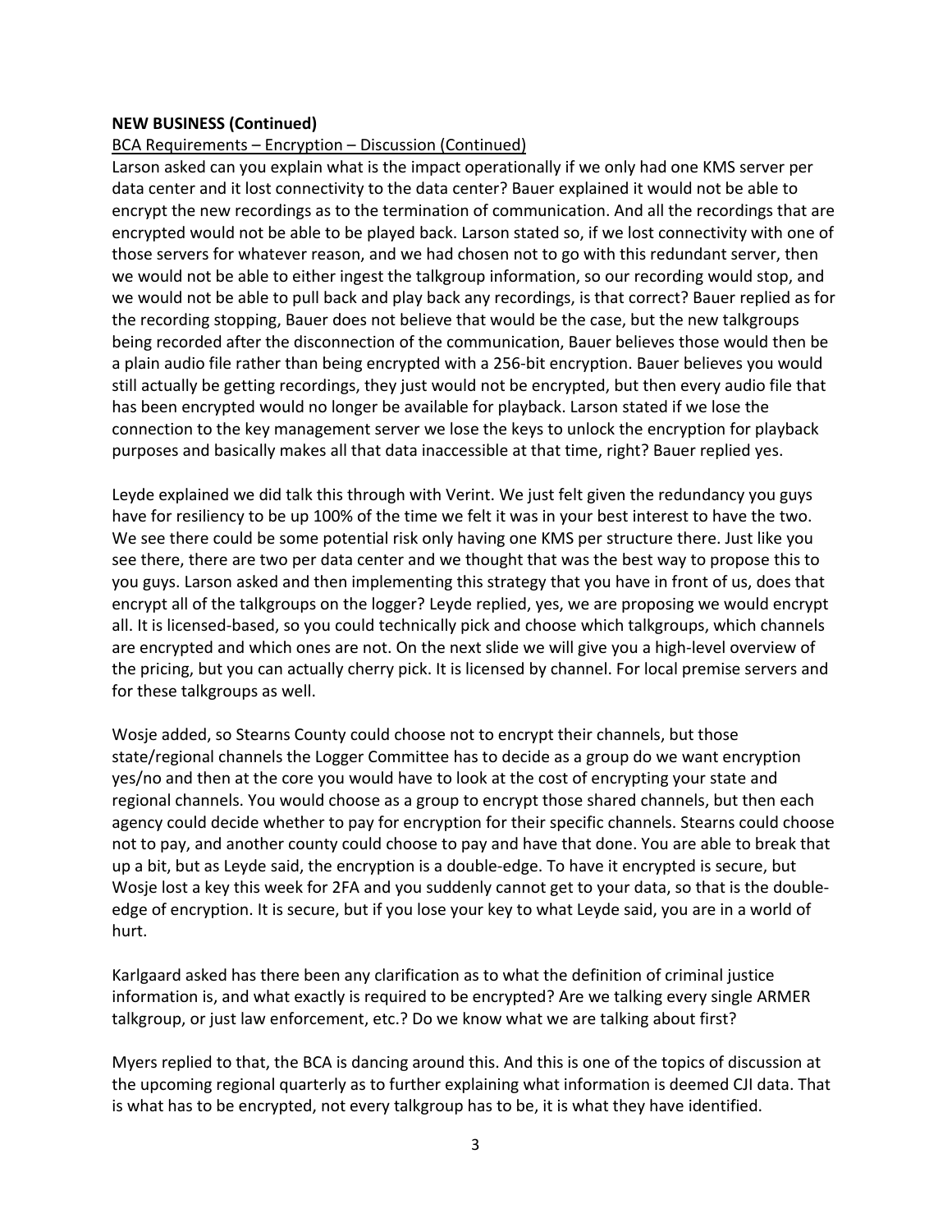**NEW BUSINESS (Continued)**

BCA Requirements – Encryption – Discussion (Continued)

Larson asked can you explain what is the impact operationally if we only had one KMS server per data center and it lost connectivity to the data center? Bauer explained it would not be able to encrypt the new recordings as to the termination of communication. And all the recordings that are encrypted would not be able to be played back. Larson stated so, if we lost connectivity with one of those servers for whatever reason, and we had chosen not to go with this redundant server, then we would not be able to either ingest the talkgroup information, so our recording would stop, and we would not be able to pull back and play back any recordings, is that correct? Bauer replied as for the recording stopping, Bauer does not believe that would be the case, but the new talkgroups being recorded after the disconnection of the communication, Bauer believes those would then be a plain audio file rather than being encrypted with a 256-bit encryption. Bauer believes you would still actually be getting recordings, they just would not be encrypted, but then every audio file that has been encrypted would no longer be available for playback. Larson stated if we lose the connection to the key management server we lose the keys to unlock the encryption for playback purposes and basically makes all that data inaccessible at that time, right? Bauer replied yes.

Leyde explained we did talk this through with Verint. We just felt given the redundancy you guys have for resiliency to be up 100% of the time we felt it was in your best interest to have the two. We see there could be some potential risk only having one KMS per structure there. Just like you see there, there are two per data center and we thought that was the best way to propose this to you guys. Larson asked and then implementing this strategy that you have in front of us, does that encrypt all of the talkgroups on the logger? Leyde replied, yes, we are proposing we would encrypt all. It is licensed-based, so you could technically pick and choose which talkgroups, which channels are encrypted and which ones are not. On the next slide we will give you a high-level overview of the pricing, but you can actually cherry pick. It is licensed by channel. For local premise servers and for these talkgroups as well.

Wosje added, so Stearns County could choose not to encrypt their channels, but those state/regional channels the Logger Committee has to decide as a group do we want encryption yes/no and then at the core you would have to look at the cost of encrypting your state and regional channels. You would choose as a group to encrypt those shared channels, but then each agency could decide whether to pay for encryption for their specific channels. Stearns could choose not to pay, and another county could choose to pay and have that done. You are able to break that up a bit, but as Leyde said, the encryption is a double-edge. To have it encrypted is secure, but Wosje lost a key this week for 2FA and you suddenly cannot get to your data, so that is the double-edge of encryption. It is secure, but if you lose your key to what Leyde said, you are in a world of hurt.

Karlgaard asked has there been any clarification as to what the definition of criminal justice information is, and what exactly is required to be encrypted? Are we talking every single ARMER talkgroup, or just law enforcement, etc.? Do we know what we are talking about first?

Myers replied to that, the BCA is dancing around this. And this is one of the topics of discussion at the upcoming regional quarterly as to further explaining what information is deemed CJI data. That is what has to be encrypted, not every talkgroup has to be, it is what they have identified.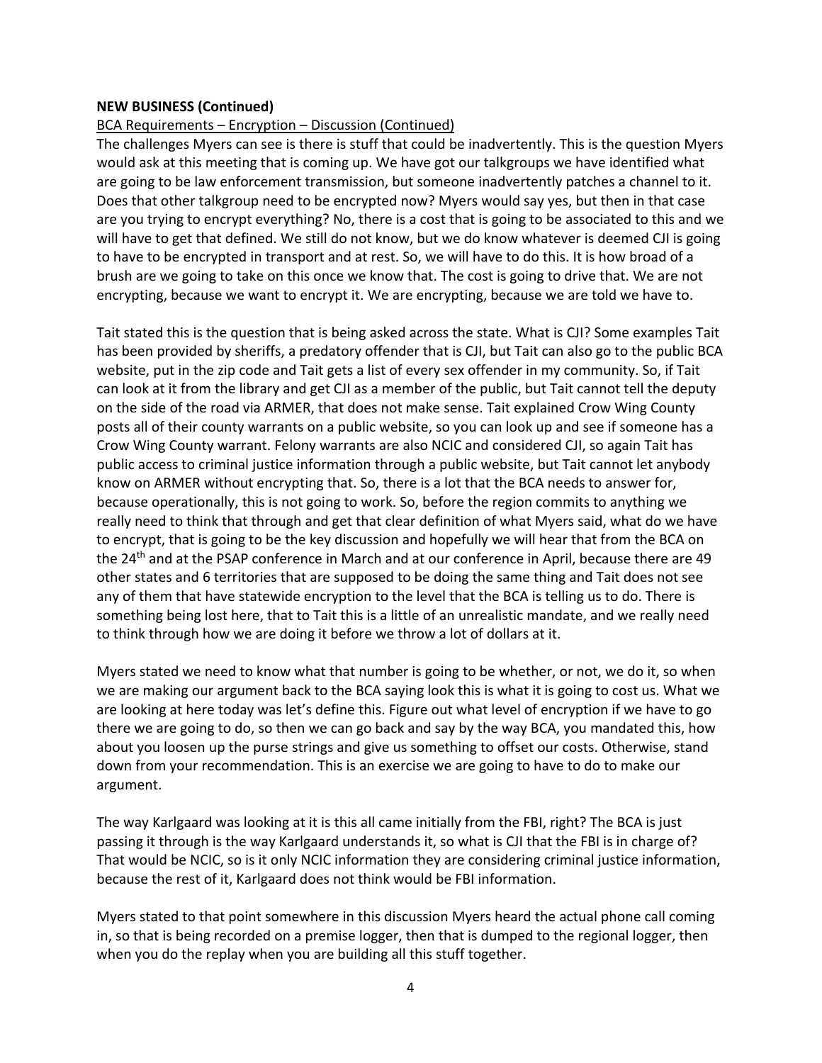**NEW BUSINESS (Continued)**

BCA Requirements – Encryption – Discussion (Continued)

The challenges Myers can see is there is stuff that could be inadvertently. This is the question Myers would ask at this meeting that is coming up. We have got our talkgroups we have identified what are going to be law enforcement transmission, but someone inadvertently patches a channel to it. Does that other talkgroup need to be encrypted now? Myers would say yes, but then in that case are you trying to encrypt everything? No, there is a cost that is going to be associated to this and we will have to get that defined. We still do not know, but we do know whatever is deemed CJI is going to have to be encrypted in transport and at rest. So, we will have to do this. It is how broad of a brush are we going to take on this once we know that. The cost is going to drive that. We are not encrypting, because we want to encrypt it. We are encrypting, because we are told we have to.

Tait stated this is the question that is being asked across the state. What is CJI? Some examples Tait has been provided by sheriffs, a predatory offender that is CJI, but Tait can also go to the public BCA website, put in the zip code and Tait gets a list of every sex offender in my community. So, if Tait can look at it from the library and get CJI as a member of the public, but Tait cannot tell the deputy on the side of the road via ARMER, that does not make sense. Tait explained Crow Wing County posts all of their county warrants on a public website, so you can look up and see if someone has a Crow Wing County warrant. Felony warrants are also NCIC and considered CJI, so again Tait has public access to criminal justice information through a public website, but Tait cannot let anybody know on ARMER without encrypting that. So, there is a lot that the BCA needs to answer for, because operationally, this is not going to work. So, before the region commits to anything we really need to think that through and get that clear definition of what Myers said, what do we have to encrypt, that is going to be the key discussion and hopefully we will hear that from the BCA on the 24th and at the PSAP conference in March and at our conference in April, because there are 49 other states and 6 territories that are supposed to be doing the same thing and Tait does not see any of them that have statewide encryption to the level that the BCA is telling us to do. There is something being lost here, that to Tait this is a little of an unrealistic mandate, and we really need to think through how we are doing it before we throw a lot of dollars at it.

Myers stated we need to know what that number is going to be whether, or not, we do it, so when we are making our argument back to the BCA saying look this is what it is going to cost us. What we are looking at here today was let's define this. Figure out what level of encryption if we have to go there we are going to do, so then we can go back and say by the way BCA, you mandated this, how about you loosen up the purse strings and give us something to offset our costs. Otherwise, stand down from your recommendation. This is an exercise we are going to have to do to make our argument.

The way Karlgaard was looking at it is this all came initially from the FBI, right? The BCA is just passing it through is the way Karlgaard understands it, so what is CJI that the FBI is in charge of? That would be NCIC, so is it only NCIC information they are considering criminal justice information, because the rest of it, Karlgaard does not think would be FBI information.

Myers stated to that point somewhere in this discussion Myers heard the actual phone call coming in, so that is being recorded on a premise logger, then that is dumped to the regional logger, then when you do the replay when you are building all this stuff together.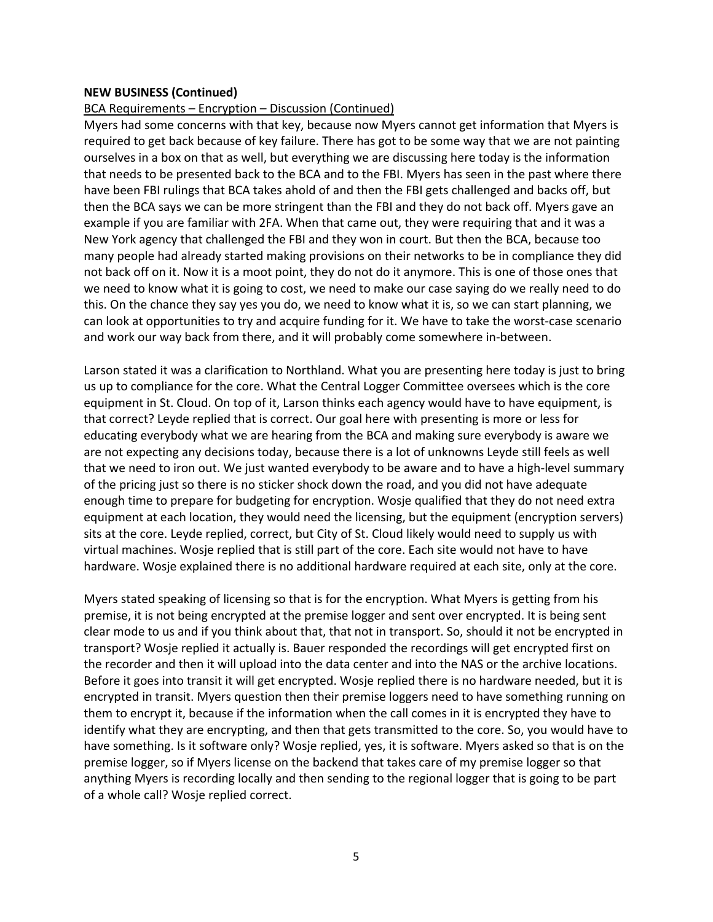**NEW BUSINESS (Continued)**

BCA Requirements – Encryption – Discussion (Continued)

Myers had some concerns with that key, because now Myers cannot get information that Myers is required to get back because of key failure. There has got to be some way that we are not painting ourselves in a box on that as well, but everything we are discussing here today is the information that needs to be presented back to the BCA and to the FBI. Myers has seen in the past where there have been FBI rulings that BCA takes ahold of and then the FBI gets challenged and backs off, but then the BCA says we can be more stringent than the FBI and they do not back off. Myers gave an example if you are familiar with 2FA. When that came out, they were requiring that and it was a New York agency that challenged the FBI and they won in court. But then the BCA, because too many people had already started making provisions on their networks to be in compliance they did not back off on it. Now it is a moot point, they do not do it anymore. This is one of those ones that we need to know what it is going to cost, we need to make our case saying do we really need to do this. On the chance they say yes you do, we need to know what it is, so we can start planning, we can look at opportunities to try and acquire funding for it. We have to take the worst-case scenario and work our way back from there, and it will probably come somewhere in-between.

Larson stated it was a clarification to Northland. What you are presenting here today is just to bring us up to compliance for the core. What the Central Logger Committee oversees which is the core equipment in St. Cloud. On top of it, Larson thinks each agency would have to have equipment, is that correct? Leyde replied that is correct. Our goal here with presenting is more or less for educating everybody what we are hearing from the BCA and making sure everybody is aware we are not expecting any decisions today, because there is a lot of unknowns Leyde still feels as well that we need to iron out. We just wanted everybody to be aware and to have a high-level summary of the pricing just so there is no sticker shock down the road, and you did not have adequate enough time to prepare for budgeting for encryption. Wosje qualified that they do not need extra equipment at each location, they would need the licensing, but the equipment (encryption servers) sits at the core. Leyde replied, correct, but City of St. Cloud likely would need to supply us with virtual machines. Wosje replied that is still part of the core. Each site would not have to have hardware. Wosje explained there is no additional hardware required at each site, only at the core.

Myers stated speaking of licensing so that is for the encryption. What Myers is getting from his premise, it is not being encrypted at the premise logger and sent over encrypted. It is being sent clear mode to us and if you think about that, that not in transport. So, should it not be encrypted in transport? Wosje replied it actually is. Bauer responded the recordings will get encrypted first on the recorder and then it will upload into the data center and into the NAS or the archive locations. Before it goes into transit it will get encrypted. Wosje replied there is no hardware needed, but it is encrypted in transit. Myers question then their premise loggers need to have something running on them to encrypt it, because if the information when the call comes in it is encrypted they have to identify what they are encrypting, and then that gets transmitted to the core. So, you would have to have something. Is it software only? Wosje replied, yes, it is software. Myers asked so that is on the premise logger, so if Myers license on the backend that takes care of my premise logger so that anything Myers is recording locally and then sending to the regional logger that is going to be part of a whole call? Wosje replied correct.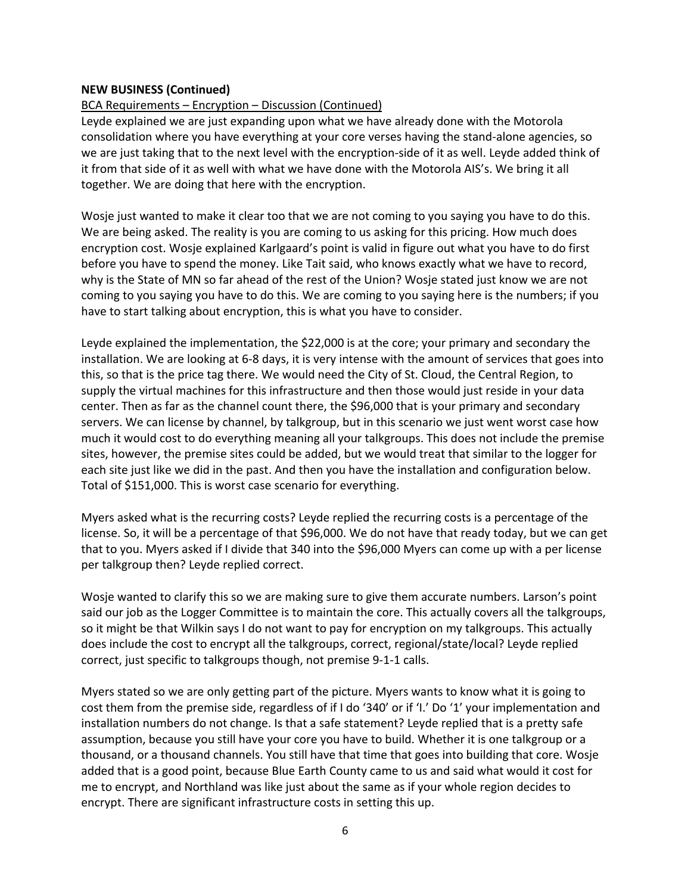**NEW BUSINESS (Continued)**

BCA Requirements – Encryption – Discussion (Continued)

Leyde explained we are just expanding upon what we have already done with the Motorola consolidation where you have everything at your core verses having the stand-alone agencies, so we are just taking that to the next level with the encryption-side of it as well. Leyde added think of it from that side of it as well with what we have done with the Motorola AIS's. We bring it all together. We are doing that here with the encryption.

Wosje just wanted to make it clear too that we are not coming to you saying you have to do this. We are being asked. The reality is you are coming to us asking for this pricing. How much does encryption cost. Wosje explained Karlgaard's point is valid in figure out what you have to do first before you have to spend the money. Like Tait said, who knows exactly what we have to record, why is the State of MN so far ahead of the rest of the Union? Wosje stated just know we are not coming to you saying you have to do this. We are coming to you saying here is the numbers; if you have to start talking about encryption, this is what you have to consider.

Leyde explained the implementation, the $22,000 is at the core; your primary and secondary the installation. We are looking at 6-8 days, it is very intense with the amount of services that goes into this, so that is the price tag there. We would need the City of St. Cloud, the Central Region, to supply the virtual machines for this infrastructure and then those would just reside in your data center. Then as far as the channel count there, the $96,000 that is your primary and secondary servers. We can license by channel, by talkgroup, but in this scenario we just went worst case how much it would cost to do everything meaning all your talkgroups. This does not include the premise sites, however, the premise sites could be added, but we would treat that similar to the logger for each site just like we did in the past. And then you have the installation and configuration below. Total of $151,000. This is worst case scenario for everything.

Myers asked what is the recurring costs? Leyde replied the recurring costs is a percentage of the license. So, it will be a percentage of that $96,000. We do not have that ready today, but we can get that to you. Myers asked if I divide that 340 into the $96,000 Myers can come up with a per license per talkgroup then? Leyde replied correct.

Wosje wanted to clarify this so we are making sure to give them accurate numbers. Larson's point said our job as the Logger Committee is to maintain the core. This actually covers all the talkgroups, so it might be that Wilkin says I do not want to pay for encryption on my talkgroups. This actually does include the cost to encrypt all the talkgroups, correct, regional/state/local? Leyde replied correct, just specific to talkgroups though, not premise 9-1-1 calls.

Myers stated so we are only getting part of the picture. Myers wants to know what it is going to cost them from the premise side, regardless of if I do '340' or if 'I.' Do '1' your implementation and installation numbers do not change. Is that a safe statement? Leyde replied that is a pretty safe assumption, because you still have your core you have to build. Whether it is one talkgroup or a thousand, or a thousand channels. You still have that time that goes into building that core. Wosje added that is a good point, because Blue Earth County came to us and said what would it cost for me to encrypt, and Northland was like just about the same as if your whole region decides to encrypt. There are significant infrastructure costs in setting this up.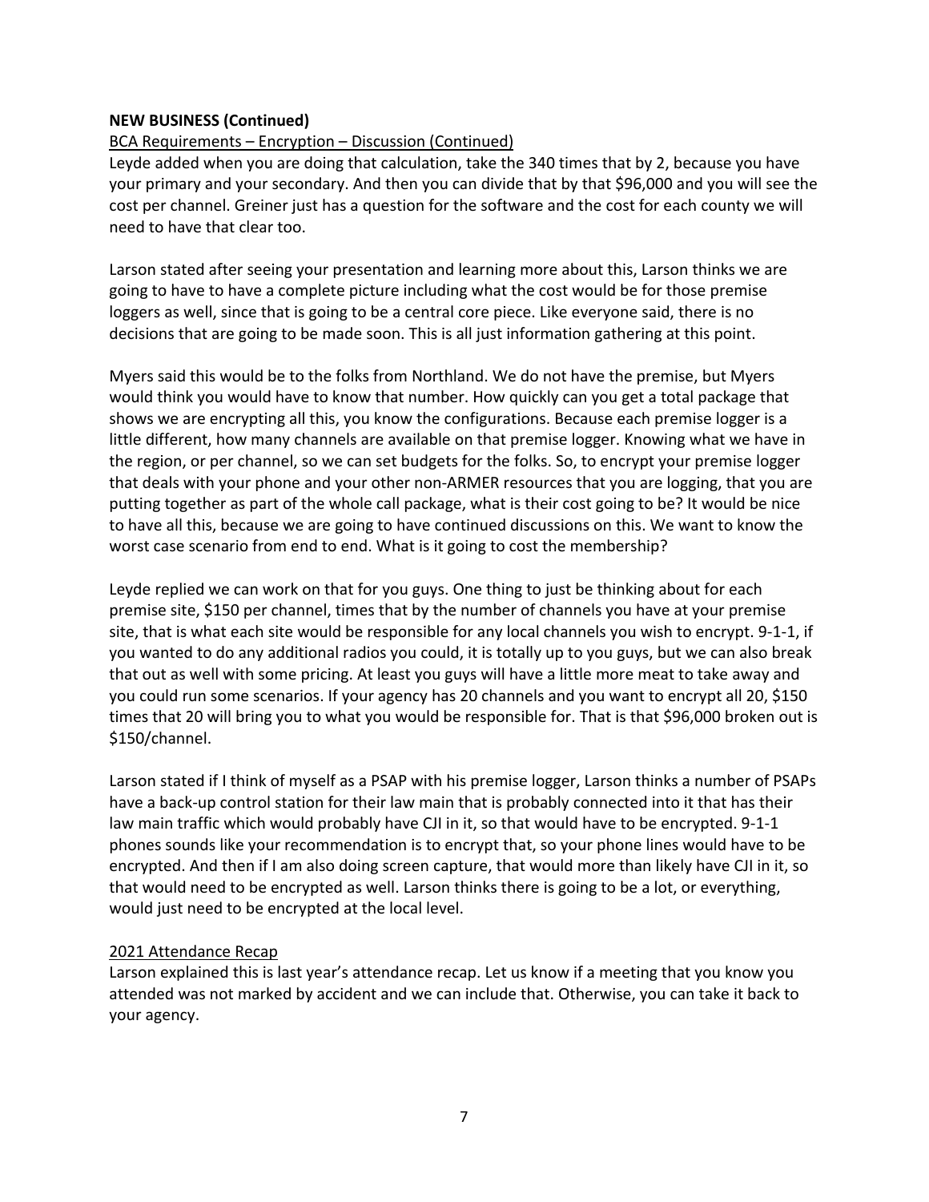**NEW BUSINESS (Continued)**

BCA Requirements – Encryption – Discussion (Continued)

Leyde added when you are doing that calculation, take the 340 times that by 2, because you have your primary and your secondary. And then you can divide that by that $96,000 and you will see the cost per channel. Greiner just has a question for the software and the cost for each county we will need to have that clear too.

Larson stated after seeing your presentation and learning more about this, Larson thinks we are going to have to have a complete picture including what the cost would be for those premise loggers as well, since that is going to be a central core piece. Like everyone said, there is no decisions that are going to be made soon. This is all just information gathering at this point.

Myers said this would be to the folks from Northland. We do not have the premise, but Myers would think you would have to know that number. How quickly can you get a total package that shows we are encrypting all this, you know the configurations. Because each premise logger is a little different, how many channels are available on that premise logger. Knowing what we have in the region, or per channel, so we can set budgets for the folks. So, to encrypt your premise logger that deals with your phone and your other non-ARMER resources that you are logging, that you are putting together as part of the whole call package, what is their cost going to be? It would be nice to have all this, because we are going to have continued discussions on this. We want to know the worst case scenario from end to end. What is it going to cost the membership?

Leyde replied we can work on that for you guys. One thing to just be thinking about for each premise site, $150 per channel, times that by the number of channels you have at your premise site, that is what each site would be responsible for any local channels you wish to encrypt. 9-1-1, if you wanted to do any additional radios you could, it is totally up to you guys, but we can also break that out as well with some pricing. At least you guys will have a little more meat to take away and you could run some scenarios. If your agency has 20 channels and you want to encrypt all 20, $150 times that 20 will bring you to what you would be responsible for. That is that $96,000 broken out is $150/channel.

Larson stated if I think of myself as a PSAP with his premise logger, Larson thinks a number of PSAPs have a back-up control station for their law main that is probably connected into it that has their law main traffic which would probably have CJI in it, so that would have to be encrypted. 9-1-1 phones sounds like your recommendation is to encrypt that, so your phone lines would have to be encrypted. And then if I am also doing screen capture, that would more than likely have CJI in it, so that would need to be encrypted as well. Larson thinks there is going to be a lot, or everything, would just need to be encrypted at the local level.

2021 Attendance Recap

Larson explained this is last year's attendance recap. Let us know if a meeting that you know you attended was not marked by accident and we can include that. Otherwise, you can take it back to your agency.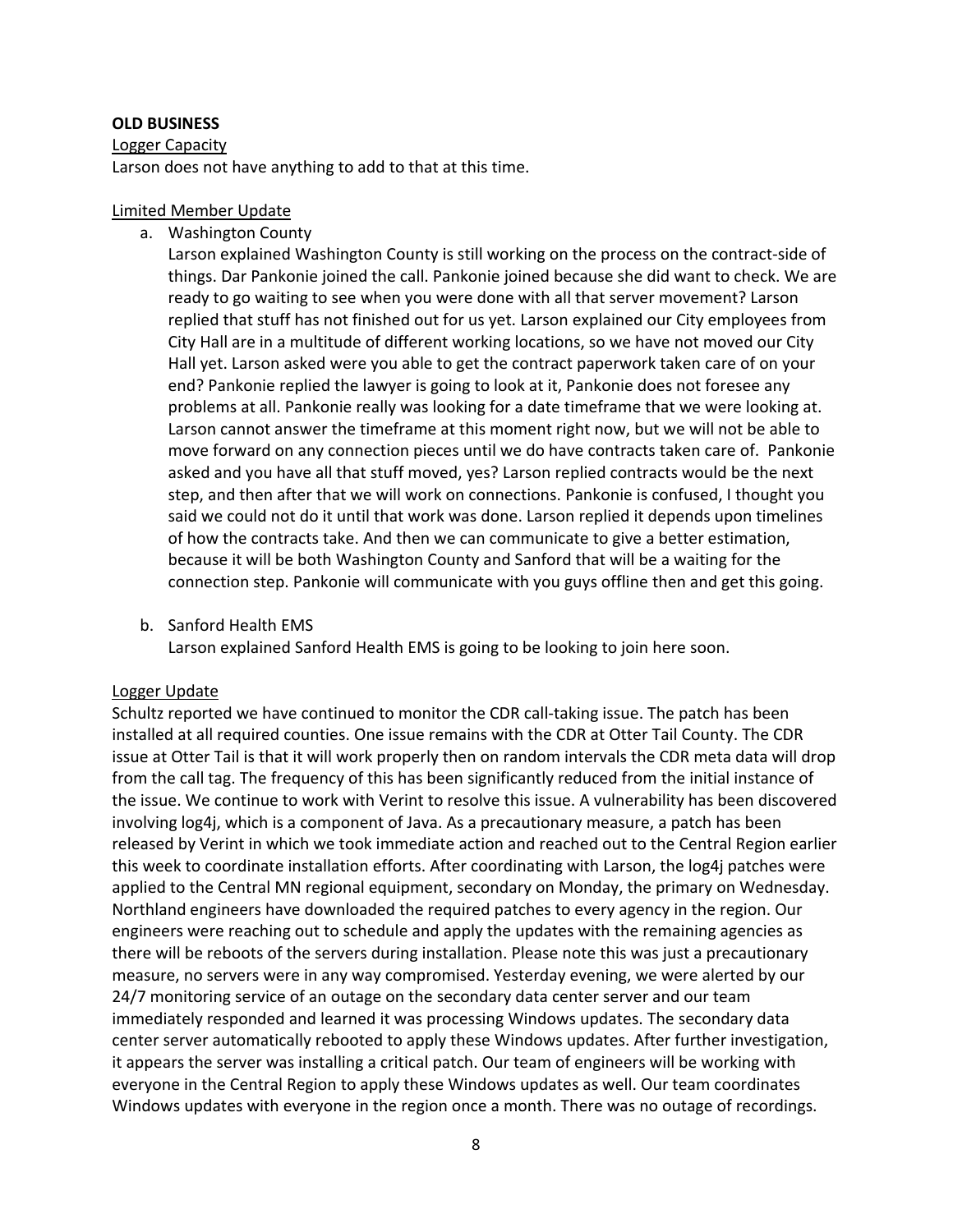**OLD BUSINESS**

Logger Capacity

Larson does not have anything to add to that at this time.

Limited Member Update

a. Washington County

   Larson explained Washington County is still working on the process on the contract-side of things. Dar Pankonie joined the call. Pankonie joined because she did want to check. We are ready to go waiting to see when you were done with all that server movement? Larson replied that stuff has not finished out for us yet. Larson explained our City employees from City Hall are in a multitude of different working locations, so we have not moved our City Hall yet. Larson asked were you able to get the contract paperwork taken care of on your end? Pankonie replied the lawyer is going to look at it, Pankonie does not foresee any problems at all. Pankonie really was looking for a date timeframe that we were looking at. Larson cannot answer the timeframe at this moment right now, but we will not be able to move forward on any connection pieces until we do have contracts taken care of. Pankonie asked and you have all that stuff moved, yes? Larson replied contracts would be the next step, and then after that we will work on connections. Pankonie is confused, I thought you said we could not do it until that work was done. Larson replied it depends upon timelines of how the contracts take. And then we can communicate to give a better estimation, because it will be both Washington County and Sanford that will be a waiting for the connection step. Pankonie will communicate with you guys offline then and get this going.

b. Sanford Health EMS

   Larson explained Sanford Health EMS is going to be looking to join here soon.

Logger Update

Schultz reported we have continued to monitor the CDR call-taking issue. The patch has been installed at all required counties. One issue remains with the CDR at Otter Tail County. The CDR issue at Otter Tail is that it will work properly then on random intervals the CDR meta data will drop from the call tag. The frequency of this has been significantly reduced from the initial instance of the issue. We continue to work with Verint to resolve this issue. A vulnerability has been discovered involving log4j, which is a component of Java. As a precautionary measure, a patch has been released by Verint in which we took immediate action and reached out to the Central Region earlier this week to coordinate installation efforts. After coordinating with Larson, the log4j patches were applied to the Central MN regional equipment, secondary on Monday, the primary on Wednesday. Northland engineers have downloaded the required patches to every agency in the region. Our engineers were reaching out to schedule and apply the updates with the remaining agencies as there will be reboots of the servers during installation. Please note this was just a precautionary measure, no servers were in any way compromised. Yesterday evening, we were alerted by our 24/7 monitoring service of an outage on the secondary data center server and our team immediately responded and learned it was processing Windows updates. The secondary data center server automatically rebooted to apply these Windows updates. After further investigation, it appears the server was installing a critical patch. Our team of engineers will be working with everyone in the Central Region to apply these Windows updates as well. Our team coordinates Windows updates with everyone in the region once a month. There was no outage of recordings.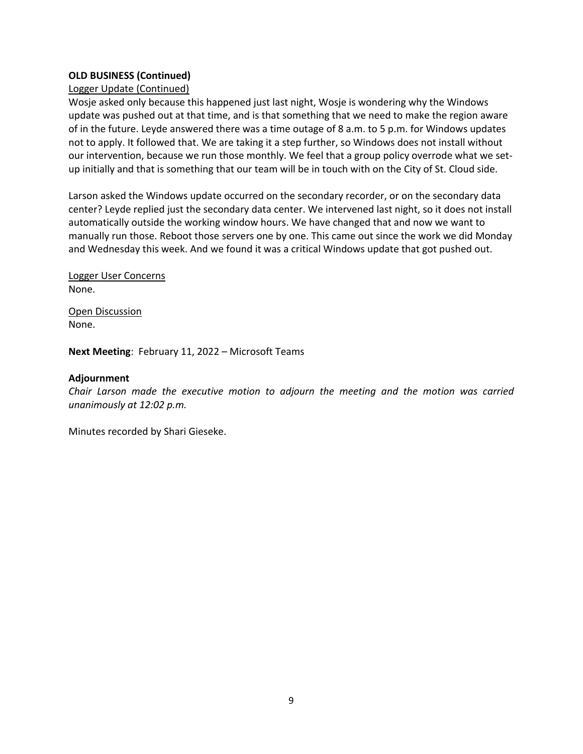**OLD BUSINESS (Continued)**

Logger Update (Continued)

Wosje asked only because this happened just last night, Wosje is wondering why the Windows update was pushed out at that time, and is that something that we need to make the region aware of in the future. Leyde answered there was a time outage of 8 a.m. to 5 p.m. for Windows updates not to apply. It followed that. We are taking it a step further, so Windows does not install without our intervention, because we run those monthly. We feel that a group policy overrode what we set-up initially and that is something that our team will be in touch with on the City of St. Cloud side.

Larson asked the Windows update occurred on the secondary recorder, or on the secondary data center? Leyde replied just the secondary data center. We intervened last night, so it does not install automatically outside the working window hours. We have changed that and now we want to manually run those. Reboot those servers one by one. This came out since the work we did Monday and Wednesday this week. And we found it was a critical Windows update that got pushed out.

Logger User Concerns

None.

Open Discussion

None.

**Next Meeting**: February 11, 2022 – Microsoft Teams

**Adjournment**

*Chair Larson made the executive motion to adjourn the meeting and the motion was carried unanimously at 12:02 p.m.*

Minutes recorded by Shari Gieseke.